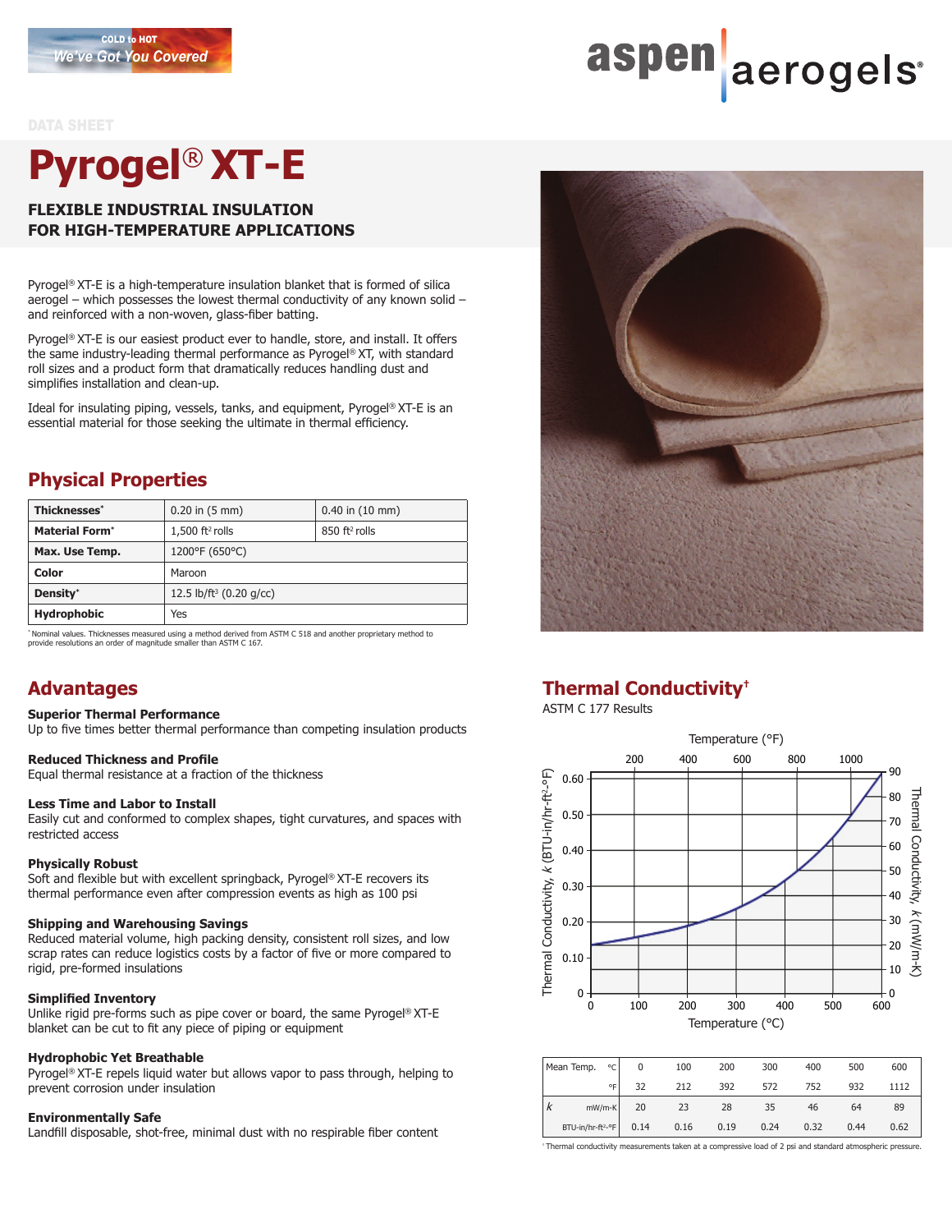COLD to HOT
We've Got You Covered

aspen aerogels®

DATA SHEET

# Pyrogel® XT-E

## FLEXIBLE INDUSTRIAL INSULATION FOR HIGH-TEMPERATURE APPLICATIONS

Pyrogel® XT-E is a high-temperature insulation blanket that is formed of silica aerogel – which possesses the lowest thermal conductivity of any known solid – and reinforced with a non-woven, glass-fiber batting.

Pyrogel® XT-E is our easiest product ever to handle, store, and install. It offers the same industry-leading thermal performance as Pyrogel® XT, with standard roll sizes and a product form that dramatically reduces handling dust and simplifies installation and clean-up.

Ideal for insulating piping, vessels, tanks, and equipment, Pyrogel® XT-E is an essential material for those seeking the ultimate in thermal efficiency.

## Physical Properties

| | | |
|---|---|---|
| **Thicknesses*** | 0.20 in (5 mm) | 0.40 in (10 mm) |
| **Material Form*** | 1,500 ft² rolls | 850 ft² rolls |
| **Max. Use Temp.** | 1200°F (650°C) | |
| **Color** | Maroon | |
| **Density*** | 12.5 lb/ft³ (0.20 g/cc) | |
| **Hydrophobic** | Yes | |

* Nominal values. Thicknesses measured using a method derived from ASTM C 518 and another proprietary method to provide resolutions an order of magnitude smaller than ASTM C 167.

## Advantages

**Superior Thermal Performance**
Up to five times better thermal performance than competing insulation products

**Reduced Thickness and Profile**
Equal thermal resistance at a fraction of the thickness

**Less Time and Labor to Install**
Easily cut and conformed to complex shapes, tight curvatures, and spaces with restricted access

**Physically Robust**
Soft and flexible but with excellent springback, Pyrogel® XT-E recovers its thermal performance even after compression events as high as 100 psi

**Shipping and Warehousing Savings**
Reduced material volume, high packing density, consistent roll sizes, and low scrap rates can reduce logistics costs by a factor of five or more compared to rigid, pre-formed insulations

**Simplified Inventory**
Unlike rigid pre-forms such as pipe cover or board, the same Pyrogel® XT-E blanket can be cut to fit any piece of piping or equipment

**Hydrophobic Yet Breathable**
Pyrogel® XT-E repels liquid water but allows vapor to pass through, helping to prevent corrosion under insulation

**Environmentally Safe**
Landfill disposable, shot-free, minimal dust with no respirable fiber content

## Thermal Conductivity†

ASTM C 177 Results

| Mean Temp. | °C | 0 | 100 | 200 | 300 | 400 | 500 | 600 |
|---|---|---|---|---|---|---|---|---|
| | °F | 32 | 212 | 392 | 572 | 752 | 932 | 1112 |
| $k$ | mW/m-K | 20 | 23 | 28 | 35 | 46 | 64 | 89 |
| | BTU-in/hr-ft²-°F | 0.14 | 0.16 | 0.19 | 0.24 | 0.32 | 0.44 | 0.62 |

† Thermal conductivity measurements taken at a compressive load of 2 psi and standard atmospheric pressure.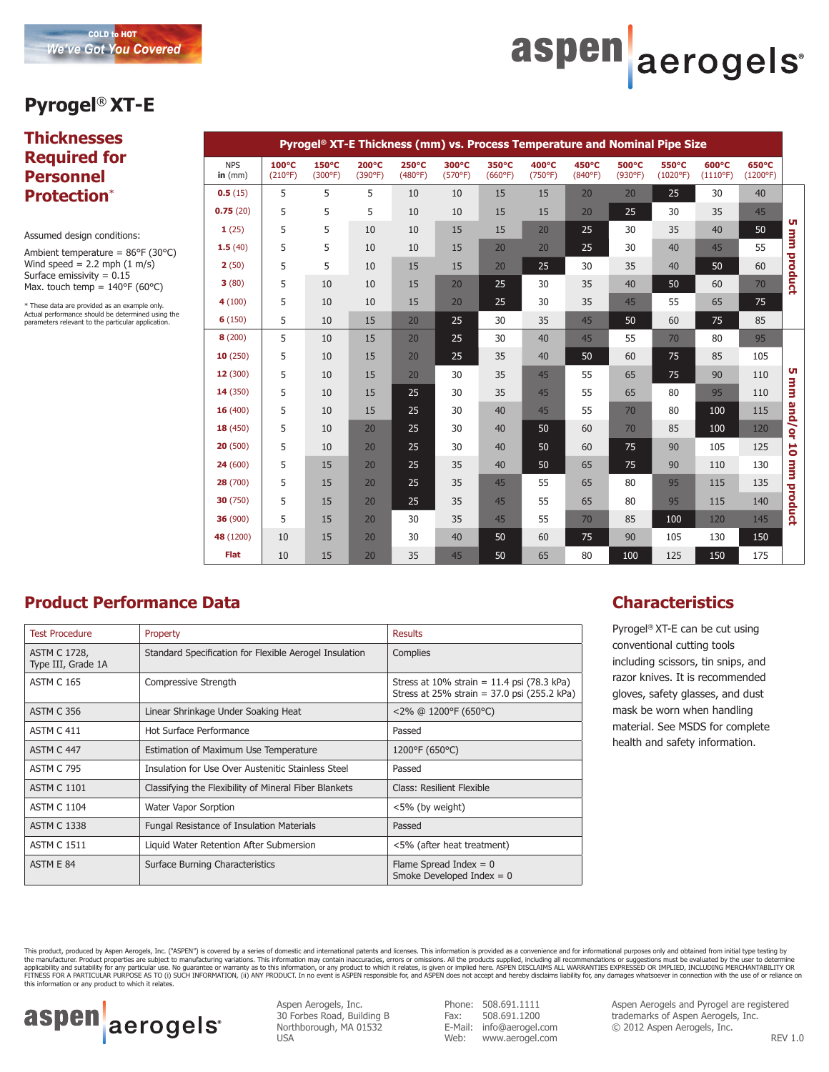COLD to HOT
We've Got You Covered

aspen aerogels®

# Pyrogel® XT-E

## Thicknesses Required for Personnel Protection*

Assumed design conditions:

Ambient temperature = 86°F (30°C)
Wind speed = 2.2 mph (1 m/s)
Surface emissivity = 0.15
Max. touch temp = 140°F (60°C)

* These data are provided as an example only. Actual performance should be determined using the parameters relevant to the particular application.

**Pyrogel® XT-E Thickness (mm) vs. Process Temperature and Nominal Pipe Size**

| NPS in (mm) | 100°C (210°F) | 150°C (300°F) | 200°C (390°F) | 250°C (480°F) | 300°C (570°F) | 350°C (660°F) | 400°C (750°F) | 450°C (840°F) | 500°C (930°F) | 550°C (1020°F) | 600°C (1110°F) | 650°C (1200°F) | |
|---|---|---|---|---|---|---|---|---|---|---|---|---|---|
| **0.5** (15) | 5 | 5 | 5 | 10 | 10 | 15 | 15 | 20 | 20 | 25 | 30 | 40 | 5 mm product |
| **0.75** (20) | 5 | 5 | 5 | 10 | 10 | 15 | 15 | 20 | 25 | 30 | 35 | 45 | |
| **1** (25) | 5 | 5 | 10 | 10 | 15 | 15 | 20 | 25 | 30 | 35 | 40 | 50 | |
| **1.5** (40) | 5 | 5 | 10 | 10 | 15 | 20 | 20 | 25 | 30 | 40 | 45 | 55 | |
| **2** (50) | 5 | 5 | 10 | 15 | 15 | 20 | 25 | 30 | 35 | 40 | 50 | 60 | |
| **3** (80) | 5 | 10 | 10 | 15 | 20 | 25 | 30 | 35 | 40 | 50 | 60 | 70 | |
| **4** (100) | 5 | 10 | 10 | 15 | 20 | 25 | 30 | 35 | 45 | 55 | 65 | 75 | |
| **6** (150) | 5 | 10 | 15 | 20 | 25 | 30 | 35 | 45 | 50 | 60 | 75 | 85 | |
| **8** (200) | 5 | 10 | 15 | 20 | 25 | 30 | 40 | 45 | 55 | 70 | 80 | 95 | 5 mm and/or 10 mm product |
| **10** (250) | 5 | 10 | 15 | 20 | 25 | 35 | 40 | 50 | 60 | 75 | 85 | 105 | |
| **12** (300) | 5 | 10 | 15 | 20 | 30 | 35 | 45 | 55 | 65 | 75 | 90 | 110 | |
| **14** (350) | 5 | 10 | 15 | 25 | 30 | 35 | 45 | 55 | 65 | 80 | 95 | 110 | |
| **16** (400) | 5 | 10 | 15 | 25 | 30 | 40 | 45 | 55 | 70 | 80 | 100 | 115 | |
| **18** (450) | 5 | 10 | 20 | 25 | 30 | 40 | 50 | 60 | 70 | 85 | 100 | 120 | |
| **20** (500) | 5 | 10 | 20 | 25 | 30 | 40 | 50 | 60 | 75 | 90 | 105 | 125 | |
| **24** (600) | 5 | 15 | 20 | 25 | 35 | 40 | 50 | 65 | 75 | 90 | 110 | 130 | |
| **28** (700) | 5 | 15 | 20 | 25 | 35 | 45 | 55 | 65 | 80 | 95 | 115 | 135 | |
| **30** (750) | 5 | 15 | 20 | 25 | 35 | 45 | 55 | 65 | 80 | 95 | 115 | 140 | |
| **36** (900) | 5 | 15 | 20 | 30 | 35 | 45 | 55 | 70 | 85 | 100 | 120 | 145 | |
| **48** (1200) | 10 | 15 | 20 | 30 | 40 | 50 | 60 | 75 | 90 | 105 | 130 | 150 | |
| **Flat** | 10 | 15 | 20 | 35 | 45 | 50 | 65 | 80 | 100 | 125 | 150 | 175 | |

## Product Performance Data

| Test Procedure | Property | Results |
|---|---|---|
| ASTM C 1728, Type III, Grade 1A | Standard Specification for Flexible Aerogel Insulation | Complies |
| ASTM C 165 | Compressive Strength | Stress at 10% strain = 11.4 psi (78.3 kPa)<br>Stress at 25% strain = 37.0 psi (255.2 kPa) |
| ASTM C 356 | Linear Shrinkage Under Soaking Heat | <2% @ 1200°F (650°C) |
| ASTM C 411 | Hot Surface Performance | Passed |
| ASTM C 447 | Estimation of Maximum Use Temperature | 1200°F (650°C) |
| ASTM C 795 | Insulation for Use Over Austenitic Stainless Steel | Passed |
| ASTM C 1101 | Classifying the Flexibility of Mineral Fiber Blankets | Class: Resilient Flexible |
| ASTM C 1104 | Water Vapor Sorption | <5% (by weight) |
| ASTM C 1338 | Fungal Resistance of Insulation Materials | Passed |
| ASTM C 1511 | Liquid Water Retention After Submersion | <5% (after heat treatment) |
| ASTM E 84 | Surface Burning Characteristics | Flame Spread Index = 0<br>Smoke Developed Index = 0 |

## Characteristics

Pyrogel® XT-E can be cut using conventional cutting tools including scissors, tin snips, and razor knives. It is recommended gloves, safety glasses, and dust mask be worn when handling material. See MSDS for complete health and safety information.

This product, produced by Aspen Aerogels, Inc. ("ASPEN") is covered by a series of domestic and international patents and licenses. This information is provided as a convenience and for informational purposes only and obtained from initial type testing by the manufacturer. Product properties are subject to manufacturing variations. This information may contain inaccuracies, errors or omissions. All the products supplied, including all recommendations or suggestions must be evaluated by the user to determine applicability and suitability for any particular use. No guarantee or warranty as to this information, or any product to which it relates, is given or implied here. ASPEN DISCLAIMS ALL WARRANTIES EXPRESSED OR IMPLIED, INCLUDING MERCHANTABILITY OR FITNESS FOR A PARTICULAR PURPOSE AS TO (i) SUCH INFORMATION, (ii) ANY PRODUCT. In no event is ASPEN responsible for, and ASPEN does not accept and hereby disclaims liability for, any damages whatsoever in connection with the use of or reliance on this information or any product to which it relates.

aspen aerogels®

Aspen Aerogels, Inc.
30 Forbes Road, Building B
Northborough, MA 01532
USA

Phone: 508.691.1111
Fax: 508.691.1200
E-Mail: info@aerogel.com
Web: www.aerogel.com

Aspen Aerogels and Pyrogel are registered trademarks of Aspen Aerogels, Inc.
© 2012 Aspen Aerogels, Inc.

REV 1.0